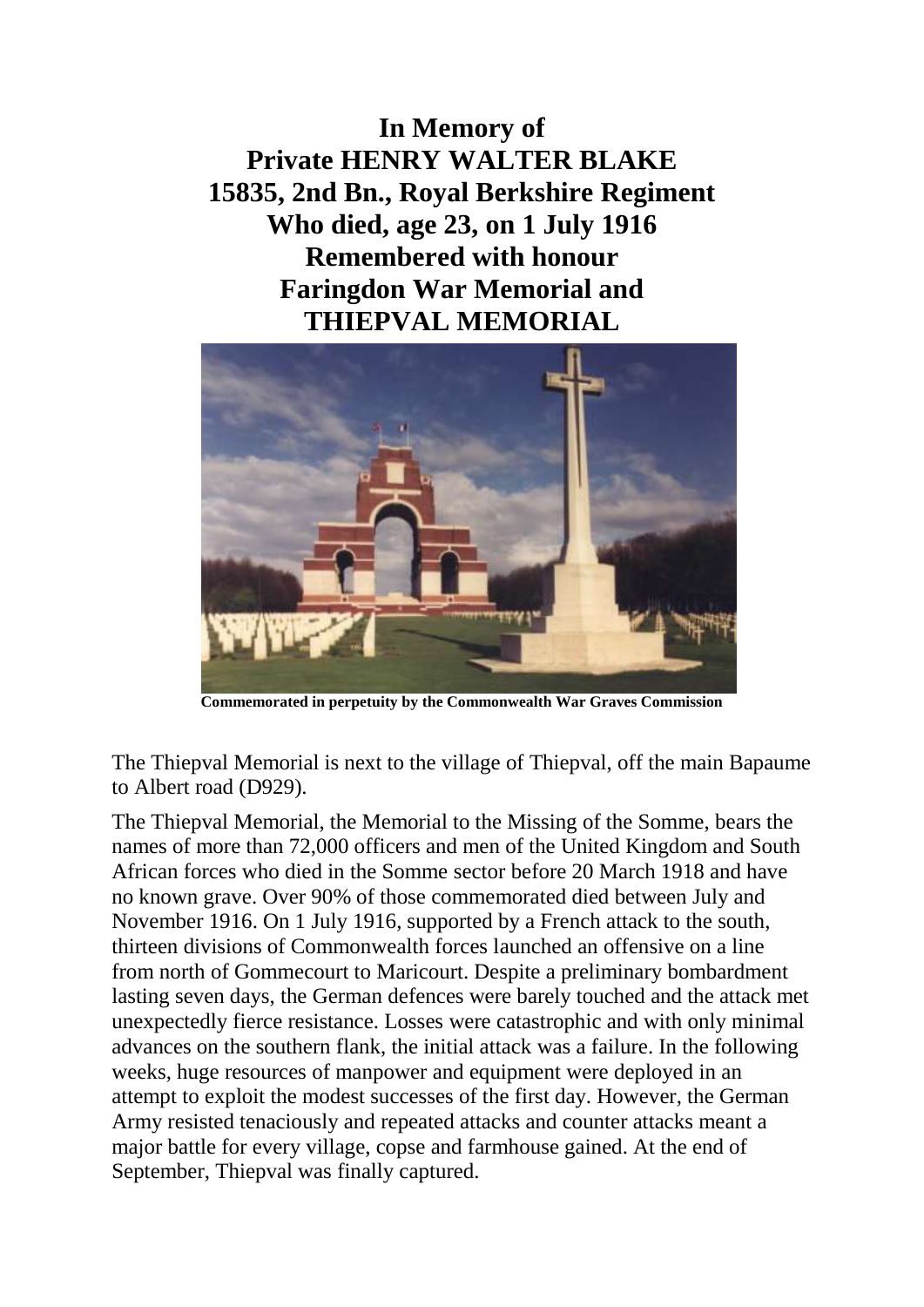# In Memory of
# Private HENRY WALTER BLAKE
# 15835, 2nd Bn., Royal Berkshire Regiment
# Who died, age 23, on 1 July 1916
# Remembered with honour
# Faringdon War Memorial and
# THIEPVAL MEMORIAL

**Commemorated in perpetuity by the Commonwealth War Graves Commission**

The Thiepval Memorial is next to the village of Thiepval, off the main Bapaume to Albert road (D929).

The Thiepval Memorial, the Memorial to the Missing of the Somme, bears the names of more than 72,000 officers and men of the United Kingdom and South African forces who died in the Somme sector before 20 March 1918 and have no known grave. Over 90% of those commemorated died between July and November 1916. On 1 July 1916, supported by a French attack to the south, thirteen divisions of Commonwealth forces launched an offensive on a line from north of Gommecourt to Maricourt. Despite a preliminary bombardment lasting seven days, the German defences were barely touched and the attack met unexpectedly fierce resistance. Losses were catastrophic and with only minimal advances on the southern flank, the initial attack was a failure. In the following weeks, huge resources of manpower and equipment were deployed in an attempt to exploit the modest successes of the first day. However, the German Army resisted tenaciously and repeated attacks and counter attacks meant a major battle for every village, copse and farmhouse gained. At the end of September, Thiepval was finally captured.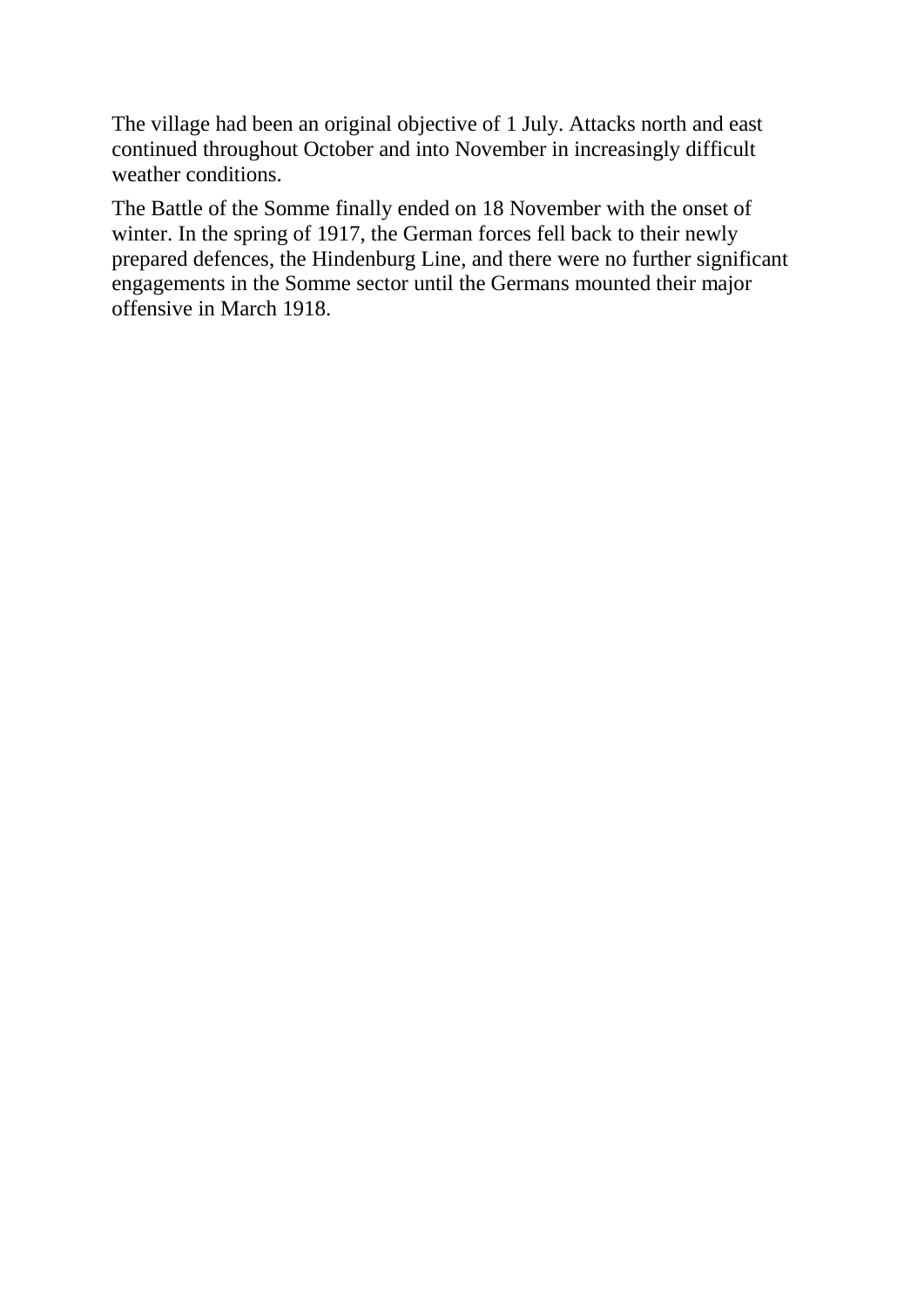The village had been an original objective of 1 July. Attacks north and east continued throughout October and into November in increasingly difficult weather conditions.

The Battle of the Somme finally ended on 18 November with the onset of winter. In the spring of 1917, the German forces fell back to their newly prepared defences, the Hindenburg Line, and there were no further significant engagements in the Somme sector until the Germans mounted their major offensive in March 1918.